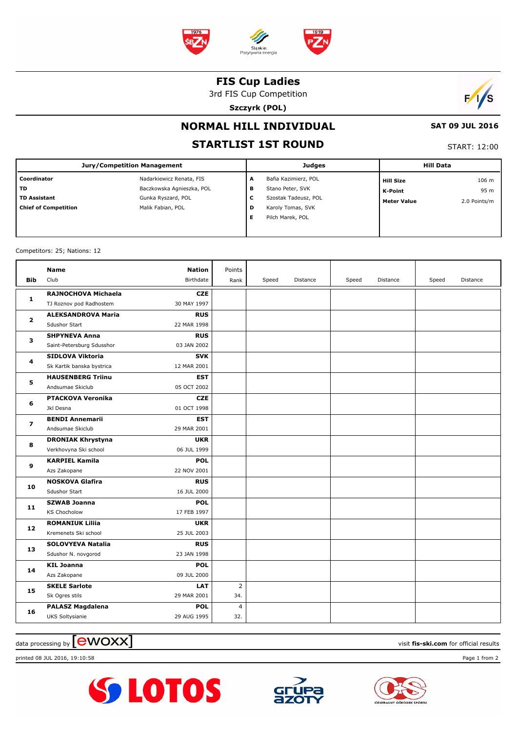# FIS Cup Ladies

3rd FIS Cup Competition

**Szczyrk (POL)**

## NORMAL HILL INDIVIDUAL

**SAT 09 JUL 2016**

## STARTLIST 1ST ROUND

START: 12:00

| Jury/Competition Management | | Judges | | Hill Data | |
|---|---|---|---|---|---|
| **Coordinator** | Nadarkiewicz Renata, FIS | **A** | Bafia Kazimierz, POL | **Hill Size** | 106 m |
| **TD** | Baczkowska Agnieszka, POL | **B** | Stano Peter, SVK | **K-Point** | 95 m |
| **TD Assistant** | Gunka Ryszard, POL | **C** | Szostak Tadeusz, POL | **Meter Value** | 2.0 Points/m |
| **Chief of Competition** | Malik Fabian, POL | **D** | Karoly Tomas, SVK | | |
| | | **E** | Pilch Marek, POL | | |

Competitors: 25; Nations: 12

| Bib | Name / Club | Nation / Birthdate | Points / Rank | Speed | Distance | Speed | Distance | Speed | Distance |
|---|---|---|---|---|---|---|---|---|---|
| **1** | **RAJNOCHOVA Michaela**<br>TJ Roznov pod Radhostem | **CZE**<br>30 MAY 1997 | | | | | | | |
| **2** | **ALEKSANDROVA Maria**<br>Sdushor Start | **RUS**<br>22 MAR 1998 | | | | | | | |
| **3** | **SHPYNEVA Anna**<br>Saint-Petersburg Sdusshor | **RUS**<br>03 JAN 2002 | | | | | | | |
| **4** | **SIDLOVA Viktoria**<br>Sk Kartik banska bystrica | **SVK**<br>12 MAR 2001 | | | | | | | |
| **5** | **HAUSENBERG Triinu**<br>Andsumae Skiclub | **EST**<br>05 OCT 2002 | | | | | | | |
| **6** | **PTACKOVA Veronika**<br>Jkl Desna | **CZE**<br>01 OCT 1998 | | | | | | | |
| **7** | **BENDI Annemarii**<br>Andsumae Skiclub | **EST**<br>29 MAR 2001 | | | | | | | |
| **8** | **DRONIAK Khrystyna**<br>Verkhovyna Ski school | **UKR**<br>06 JUL 1999 | | | | | | | |
| **9** | **KARPIEL Kamila**<br>Azs Zakopane | **POL**<br>22 NOV 2001 | | | | | | | |
| **10** | **NOSKOVA Glafira**<br>Sdushor Start | **RUS**<br>16 JUL 2000 | | | | | | | |
| **11** | **SZWAB Joanna**<br>KS Chocholow | **POL**<br>17 FEB 1997 | | | | | | | |
| **12** | **ROMANIUK Liliia**<br>Kremenets Ski school | **UKR**<br>25 JUL 2003 | | | | | | | |
| **13** | **SOLOVYEVA Natalia**<br>Sdushor N. novgorod | **RUS**<br>23 JAN 1998 | | | | | | | |
| **14** | **KIL Joanna**<br>Azs Zakopane | **POL**<br>09 JUL 2000 | | | | | | | |
| **15** | **SKELE Sarlote**<br>Sk Ogres stils | **LAT**<br>29 MAR 2001 | 2<br>34. | | | | | | |
| **16** | **PALASZ Magdalena**<br>UKS Soltysianie | **POL**<br>29 AUG 1995 | 4<br>32. | | | | | | |

data processing by [ewoxx]    visit **fis-ski.com** for official results

printed 08 JUL 2016, 19:10:58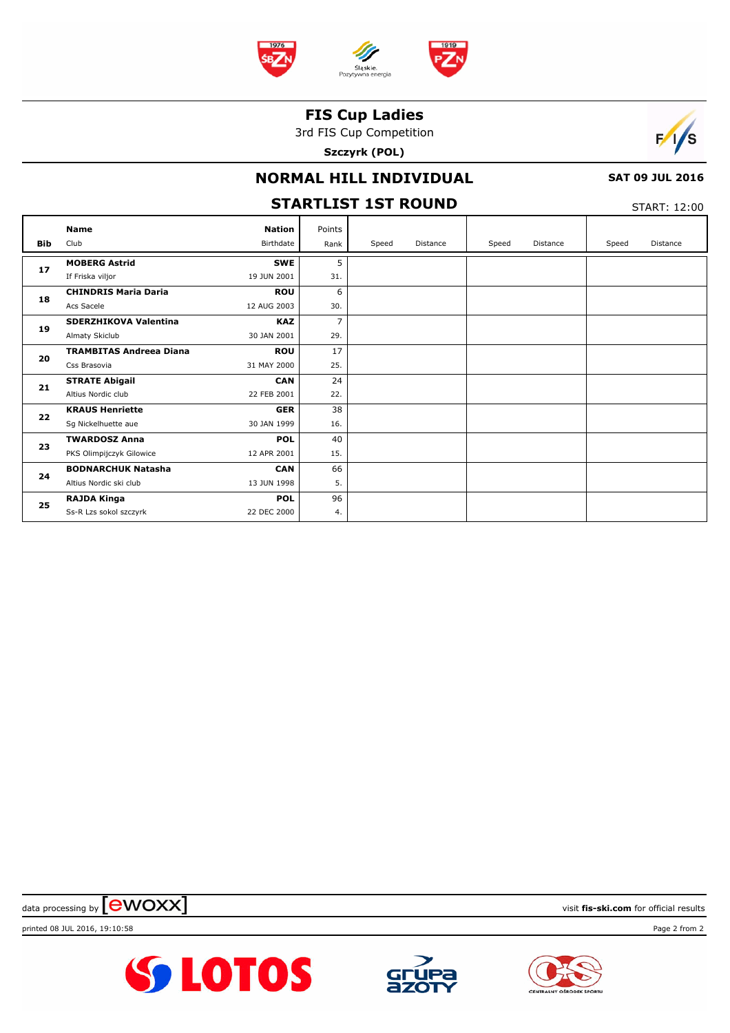# FIS Cup Ladies

3rd FIS Cup Competition

**Szczyrk (POL)**

## NORMAL HILL INDIVIDUAL

**SAT 09 JUL 2016**

## STARTLIST 1ST ROUND

START: 12:00

| Bib | Name / Club | Nation / Birthdate | Points / Rank | Speed | Distance | Speed | Distance | Speed | Distance |
|---|---|---|---|---|---|---|---|---|---|
| 17 | **MOBERG Astrid**<br>If Friska viljor | **SWE**<br>19 JUN 2001 | 5<br>31. | | | | | | |
| 18 | **CHINDRIS Maria Daria**<br>Acs Sacele | **ROU**<br>12 AUG 2003 | 6<br>30. | | | | | | |
| 19 | **SDERZHIKOVA Valentina**<br>Almaty Skiclub | **KAZ**<br>30 JAN 2001 | 7<br>29. | | | | | | |
| 20 | **TRAMBITAS Andreea Diana**<br>Css Brasovia | **ROU**<br>31 MAY 2000 | 17<br>25. | | | | | | |
| 21 | **STRATE Abigail**<br>Altius Nordic club | **CAN**<br>22 FEB 2001 | 24<br>22. | | | | | | |
| 22 | **KRAUS Henriette**<br>Sg Nickelhuette aue | **GER**<br>30 JAN 1999 | 38<br>16. | | | | | | |
| 23 | **TWARDOSZ Anna**<br>PKS Olimpijczyk Gilowice | **POL**<br>12 APR 2001 | 40<br>15. | | | | | | |
| 24 | **BODNARCHUK Natasha**<br>Altius Nordic ski club | **CAN**<br>13 JUN 1998 | 66<br>5. | | | | | | |
| 25 | **RAJDA Kinga**<br>Ss-R Lzs sokol szczyrk | **POL**<br>22 DEC 2000 | 96<br>4. | | | | | | |

data processing by ewoxx — visit **fis-ski.com** for official results

printed 08 JUL 2016, 19:10:58